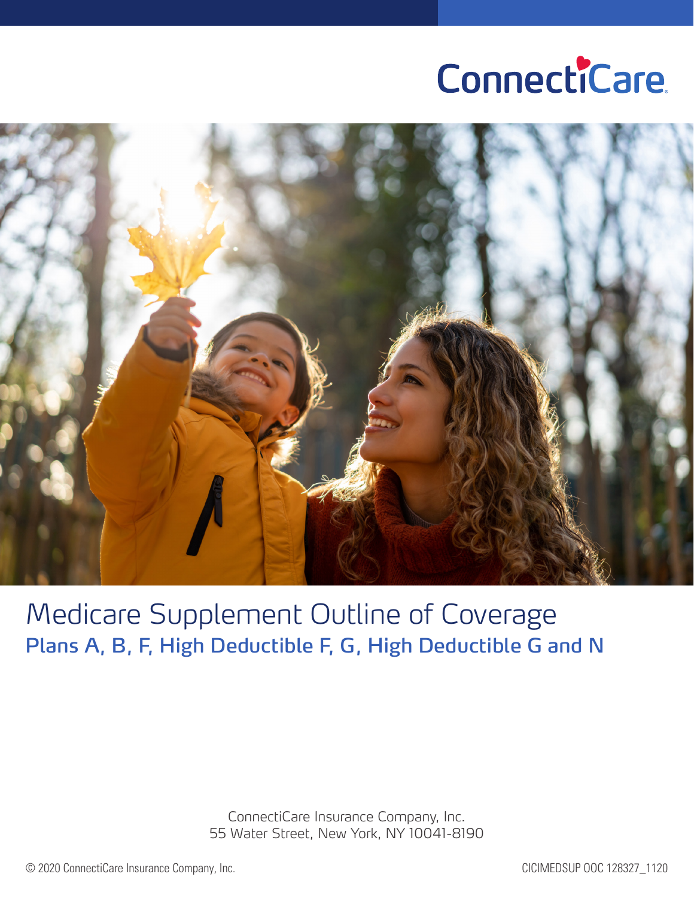ConnectiCare

# Medicare Supplement Outline of Coverage

## Plans A, B, F, High Deductible F, G, High Deductible G and N

ConnectiCare Insurance Company, Inc.
55 Water Street, New York, NY 10041-8190

© 2020 ConnectiCare Insurance Company, Inc.

CICIMEDSUP OOC 128327_1120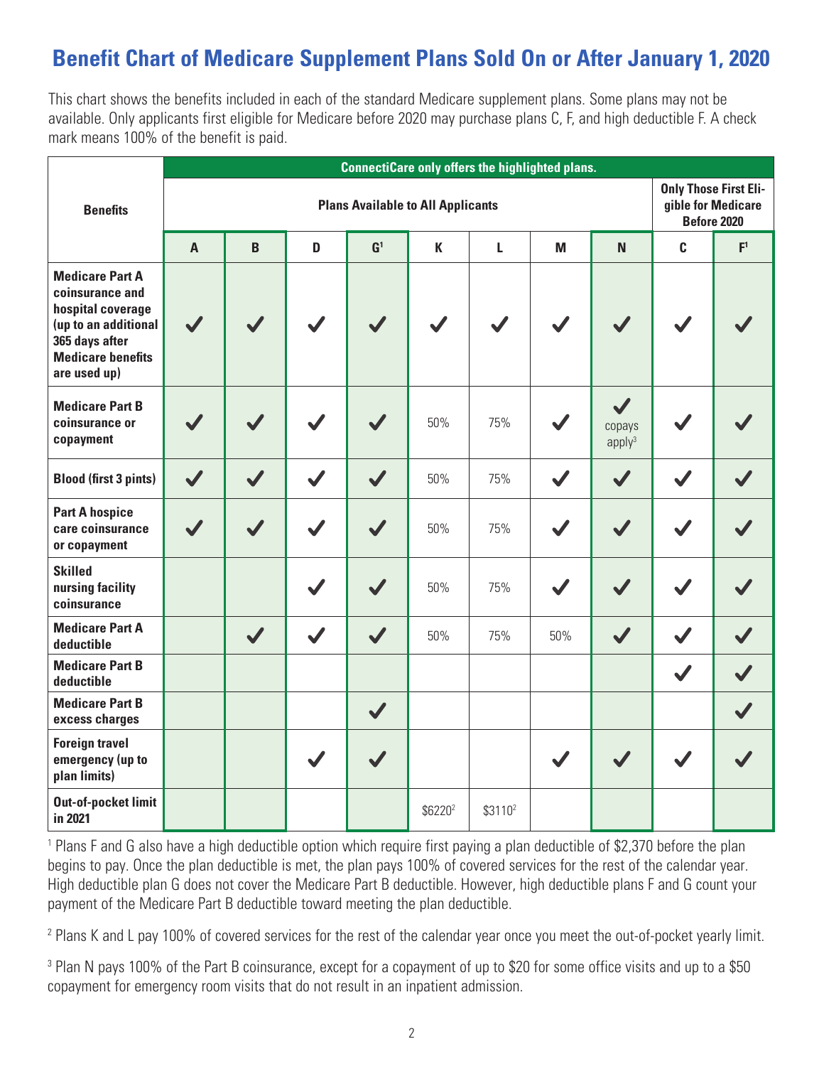# Benefit Chart of Medicare Supplement Plans Sold On or After January 1, 2020

This chart shows the benefits included in each of the standard Medicare supplement plans. Some plans may not be available. Only applicants first eligible for Medicare before 2020 may purchase plans C, F, and high deductible F. A check mark means 100% of the benefit is paid.

| Benefits | ConnectiCare only offers the highlighted plans. | | | | | | | | | |
|---|---|---|---|---|---|---|---|---|---|---|
| | Plans Available to All Applicants | | | | | | | | Only Those First Eligible for Medicare Before 2020 | |
| | A | B | D | G[1] | K | L | M | N | C | F[1] |
| Medicare Part A coinsurance and hospital coverage (up to an additional 365 days after Medicare benefits are used up) | ✓ | ✓ | ✓ | ✓ | ✓ | ✓ | ✓ | ✓ | ✓ | ✓ |
| Medicare Part B coinsurance or copayment | ✓ | ✓ | ✓ | ✓ | 50% | 75% | ✓ | ✓ copays apply[3] | ✓ | ✓ |
| Blood (first 3 pints) | ✓ | ✓ | ✓ | ✓ | 50% | 75% | ✓ | ✓ | ✓ | ✓ |
| Part A hospice care coinsurance or copayment | ✓ | ✓ | ✓ | ✓ | 50% | 75% | ✓ | ✓ | ✓ | ✓ |
| Skilled nursing facility coinsurance | | | ✓ | ✓ | 50% | 75% | ✓ | ✓ | ✓ | ✓ |
| Medicare Part A deductible | | ✓ | ✓ | ✓ | 50% | 75% | 50% | ✓ | ✓ | ✓ |
| Medicare Part B deductible | | | | | | | | | ✓ | ✓ |
| Medicare Part B excess charges | | | | ✓ | | | | | | ✓ |
| Foreign travel emergency (up to plan limits) | | | ✓ | ✓ | | | ✓ | ✓ | ✓ | ✓ |
| Out-of-pocket limit in 2021 | | | | | $6220[2] | $3110[2] | | | | |

[1] Plans F and G also have a high deductible option which require first paying a plan deductible of $2,370 before the plan begins to pay. Once the plan deductible is met, the plan pays 100% of covered services for the rest of the calendar year. High deductible plan G does not cover the Medicare Part B deductible. However, high deductible plans F and G count your payment of the Medicare Part B deductible toward meeting the plan deductible.

[2] Plans K and L pay 100% of covered services for the rest of the calendar year once you meet the out-of-pocket yearly limit.

[3] Plan N pays 100% of the Part B coinsurance, except for a copayment of up to $20 for some office visits and up to a $50 copayment for emergency room visits that do not result in an inpatient admission.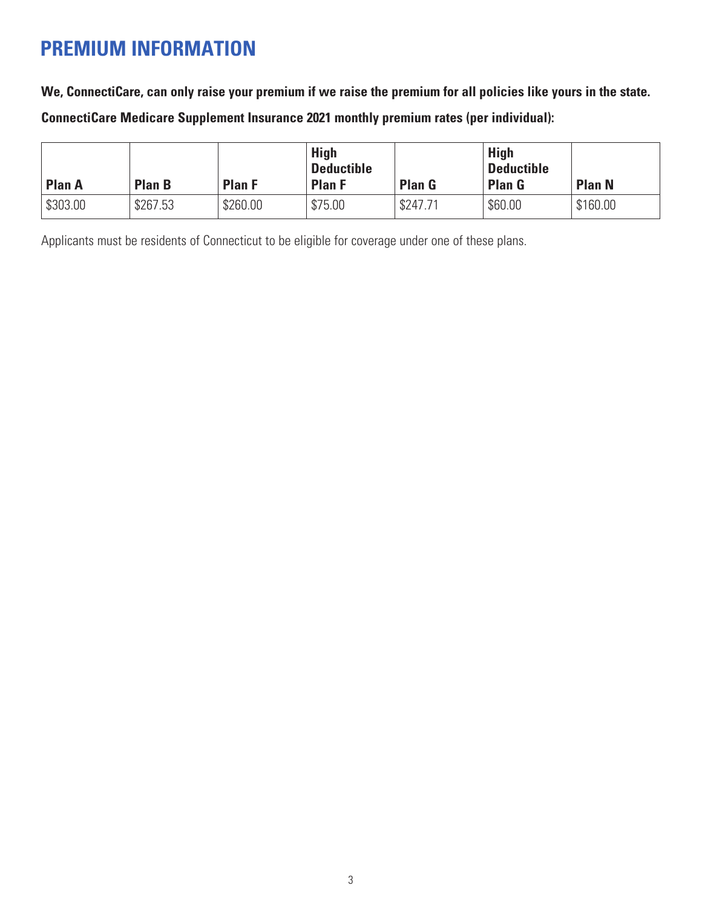# PREMIUM INFORMATION

**We, ConnectiCare, can only raise your premium if we raise the premium for all policies like yours in the state.**

**ConnectiCare Medicare Supplement Insurance 2021 monthly premium rates (per individual):**

| Plan A | Plan B | Plan F | High Deductible Plan F | Plan G | High Deductible Plan G | Plan N |
|---|---|---|---|---|---|---|
| $303.00 | $267.53 | $260.00 | $75.00 | $247.71 | $60.00 | $160.00 |

Applicants must be residents of Connecticut to be eligible for coverage under one of these plans.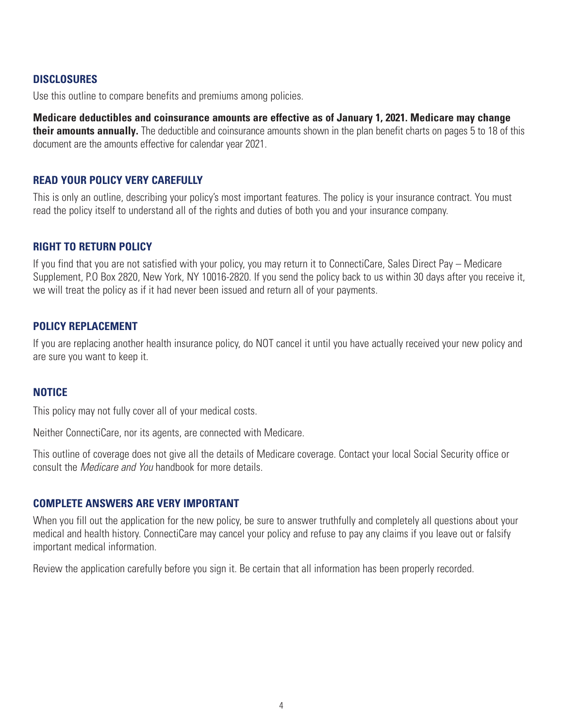## DISCLOSURES

Use this outline to compare benefits and premiums among policies.

**Medicare deductibles and coinsurance amounts are effective as of January 1, 2021. Medicare may change their amounts annually.** The deductible and coinsurance amounts shown in the plan benefit charts on pages 5 to 18 of this document are the amounts effective for calendar year 2021.

## READ YOUR POLICY VERY CAREFULLY

This is only an outline, describing your policy's most important features. The policy is your insurance contract. You must read the policy itself to understand all of the rights and duties of both you and your insurance company.

## RIGHT TO RETURN POLICY

If you find that you are not satisfied with your policy, you may return it to ConnectiCare, Sales Direct Pay – Medicare Supplement, P.O Box 2820, New York, NY 10016-2820. If you send the policy back to us within 30 days after you receive it, we will treat the policy as if it had never been issued and return all of your payments.

## POLICY REPLACEMENT

If you are replacing another health insurance policy, do NOT cancel it until you have actually received your new policy and are sure you want to keep it.

## NOTICE

This policy may not fully cover all of your medical costs.

Neither ConnectiCare, nor its agents, are connected with Medicare.

This outline of coverage does not give all the details of Medicare coverage. Contact your local Social Security office or consult the *Medicare and You* handbook for more details.

## COMPLETE ANSWERS ARE VERY IMPORTANT

When you fill out the application for the new policy, be sure to answer truthfully and completely all questions about your medical and health history. ConnectiCare may cancel your policy and refuse to pay any claims if you leave out or falsify important medical information.

Review the application carefully before you sign it. Be certain that all information has been properly recorded.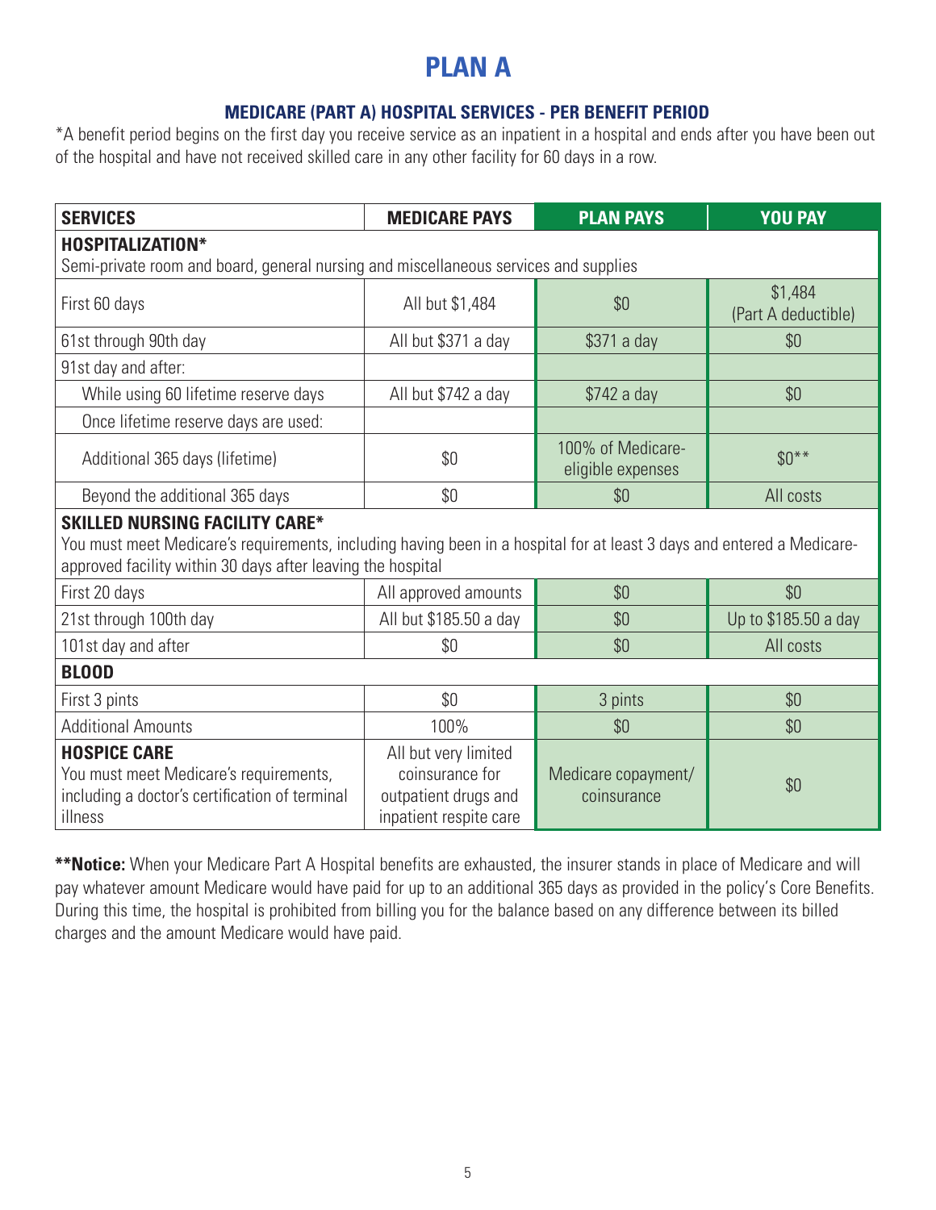# PLAN A

### MEDICARE (PART A) HOSPITAL SERVICES - PER BENEFIT PERIOD

*A benefit period begins on the first day you receive service as an inpatient in a hospital and ends after you have been out of the hospital and have not received skilled care in any other facility for 60 days in a row.

| SERVICES | MEDICARE PAYS | PLAN PAYS | YOU PAY |
|---|---|---|---|
| **HOSPITALIZATION*** Semi-private room and board, general nursing and miscellaneous services and supplies | | | |
| First 60 days | All but $1,484 | $0 | $1,484 (Part A deductible) |
| 61st through 90th day | All but $371 a day | $371 a day | $0 |
| 91st day and after: | | | |
| While using 60 lifetime reserve days | All but $742 a day | $742 a day | $0 |
| Once lifetime reserve days are used: | | | |
| Additional 365 days (lifetime) | $0 | 100% of Medicare-eligible expenses | $0** |
| Beyond the additional 365 days | $0 | $0 | All costs |
| **SKILLED NURSING FACILITY CARE*** You must meet Medicare's requirements, including having been in a hospital for at least 3 days and entered a Medicare-approved facility within 30 days after leaving the hospital | | | |
| First 20 days | All approved amounts | $0 | $0 |
| 21st through 100th day | All but $185.50 a day | $0 | Up to $185.50 a day |
| 101st day and after | $0 | $0 | All costs |
| **BLOOD** | | | |
| First 3 pints | $0 | 3 pints | $0 |
| Additional Amounts | 100% | $0 | $0 |
| **HOSPICE CARE** You must meet Medicare's requirements, including a doctor's certification of terminal illness | All but very limited coinsurance for outpatient drugs and inpatient respite care | Medicare copayment/ coinsurance | $0 |

****Notice:** When your Medicare Part A Hospital benefits are exhausted, the insurer stands in place of Medicare and will pay whatever amount Medicare would have paid for up to an additional 365 days as provided in the policy's Core Benefits. During this time, the hospital is prohibited from billing you for the balance based on any difference between its billed charges and the amount Medicare would have paid.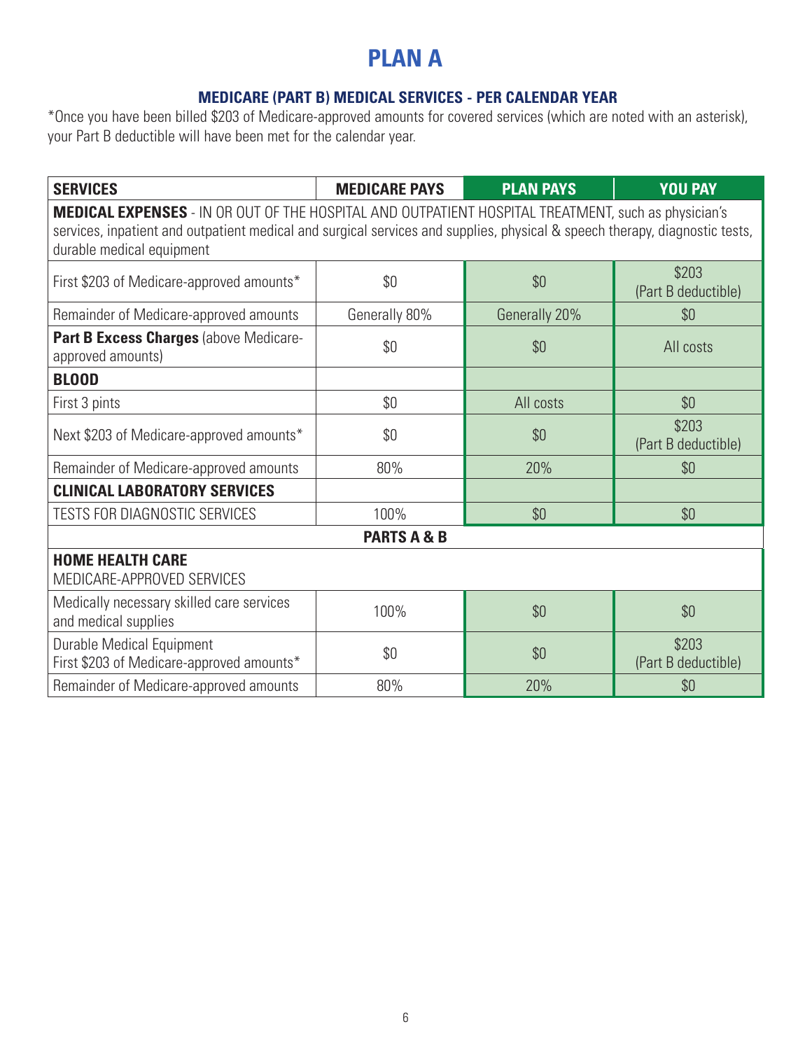# PLAN A

### MEDICARE (PART B) MEDICAL SERVICES - PER CALENDAR YEAR

*Once you have been billed $203 of Medicare-approved amounts for covered services (which are noted with an asterisk), your Part B deductible will have been met for the calendar year.

| SERVICES | MEDICARE PAYS | PLAN PAYS | YOU PAY |
|---|---|---|---|
| **MEDICAL EXPENSES** - IN OR OUT OF THE HOSPITAL AND OUTPATIENT HOSPITAL TREATMENT, such as physician's services, inpatient and outpatient medical and surgical services and supplies, physical & speech therapy, diagnostic tests, durable medical equipment | | | |
| First $203 of Medicare-approved amounts* | $0 | $0 | $203 (Part B deductible) |
| Remainder of Medicare-approved amounts | Generally 80% | Generally 20% | $0 |
| **Part B Excess Charges** (above Medicare-approved amounts) | $0 | $0 | All costs |
| **BLOOD** | | | |
| First 3 pints | $0 | All costs | $0 |
| Next $203 of Medicare-approved amounts* | $0 | $0 | $203 (Part B deductible) |
| Remainder of Medicare-approved amounts | 80% | 20% | $0 |
| **CLINICAL LABORATORY SERVICES** | | | |
| TESTS FOR DIAGNOSTIC SERVICES | 100% | $0 | $0 |
| **PARTS A & B** | | | |
| **HOME HEALTH CARE** MEDICARE-APPROVED SERVICES | | | |
| Medically necessary skilled care services and medical supplies | 100% | $0 | $0 |
| Durable Medical Equipment First $203 of Medicare-approved amounts* | $0 | $0 | $203 (Part B deductible) |
| Remainder of Medicare-approved amounts | 80% | 20% | $0 |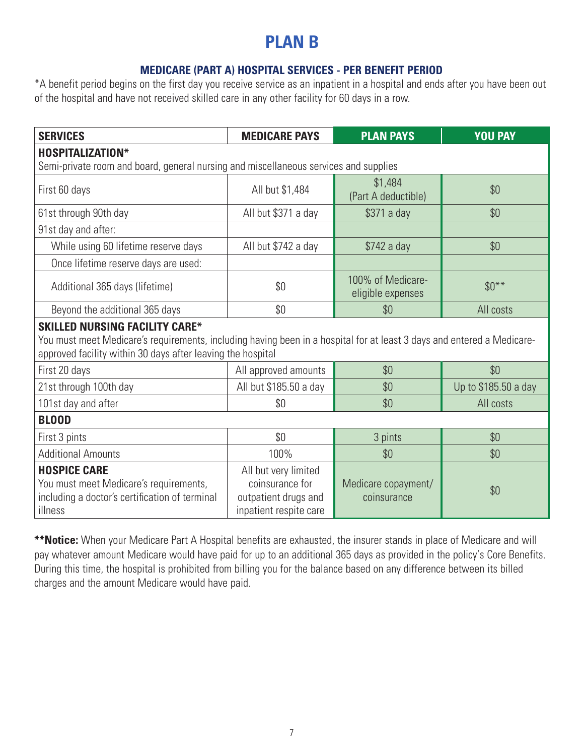# PLAN B

## MEDICARE (PART A) HOSPITAL SERVICES - PER BENEFIT PERIOD

*A benefit period begins on the first day you receive service as an inpatient in a hospital and ends after you have been out of the hospital and have not received skilled care in any other facility for 60 days in a row.

| SERVICES | MEDICARE PAYS | PLAN PAYS | YOU PAY |
|---|---|---|---|
| **HOSPITALIZATION*** <br> Semi-private room and board, general nursing and miscellaneous services and supplies | | | |
| First 60 days | All but $1,484 | $1,484 (Part A deductible) | $0 |
| 61st through 90th day | All but $371 a day | $371 a day | $0 |
| 91st day and after: | | | |
| While using 60 lifetime reserve days | All but $742 a day | $742 a day | $0 |
| Once lifetime reserve days are used: | | | |
| Additional 365 days (lifetime) | $0 | 100% of Medicare-eligible expenses | $0** |
| Beyond the additional 365 days | $0 | $0 | All costs |
| **SKILLED NURSING FACILITY CARE*** <br> You must meet Medicare's requirements, including having been in a hospital for at least 3 days and entered a Medicare-approved facility within 30 days after leaving the hospital | | | |
| First 20 days | All approved amounts | $0 | $0 |
| 21st through 100th day | All but $185.50 a day | $0 | Up to $185.50 a day |
| 101st day and after | $0 | $0 | All costs |
| **BLOOD** | | | |
| First 3 pints | $0 | 3 pints | $0 |
| Additional Amounts | 100% | $0 | $0 |
| **HOSPICE CARE** <br> You must meet Medicare's requirements, including a doctor's certification of terminal illness | All but very limited coinsurance for outpatient drugs and inpatient respite care | Medicare copayment/ coinsurance | $0 |

****Notice:** When your Medicare Part A Hospital benefits are exhausted, the insurer stands in place of Medicare and will pay whatever amount Medicare would have paid for up to an additional 365 days as provided in the policy's Core Benefits. During this time, the hospital is prohibited from billing you for the balance based on any difference between its billed charges and the amount Medicare would have paid.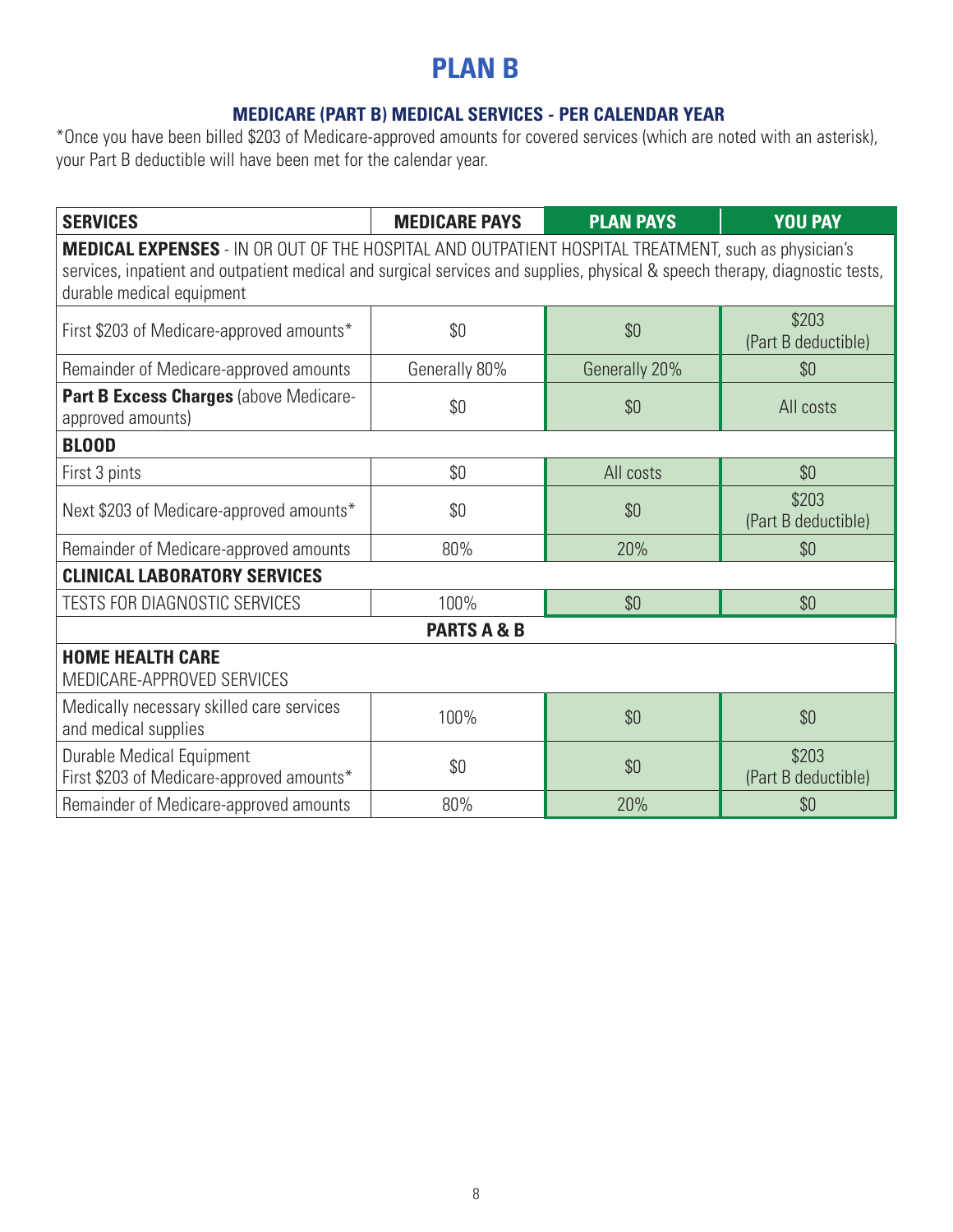# PLAN B

## MEDICARE (PART B) MEDICAL SERVICES - PER CALENDAR YEAR

*Once you have been billed $203 of Medicare-approved amounts for covered services (which are noted with an asterisk), your Part B deductible will have been met for the calendar year.

| SERVICES | MEDICARE PAYS | PLAN PAYS | YOU PAY |
|---|---|---|---|
| **MEDICAL EXPENSES** - IN OR OUT OF THE HOSPITAL AND OUTPATIENT HOSPITAL TREATMENT, such as physician's services, inpatient and outpatient medical and surgical services and supplies, physical & speech therapy, diagnostic tests, durable medical equipment | | | |
| First $203 of Medicare-approved amounts* | $0 | $0 | $203 (Part B deductible) |
| Remainder of Medicare-approved amounts | Generally 80% | Generally 20% | $0 |
| **Part B Excess Charges** (above Medicare-approved amounts) | $0 | $0 | All costs |
| **BLOOD** | | | |
| First 3 pints | $0 | All costs | $0 |
| Next $203 of Medicare-approved amounts* | $0 | $0 | $203 (Part B deductible) |
| Remainder of Medicare-approved amounts | 80% | 20% | $0 |
| **CLINICAL LABORATORY SERVICES** | | | |
| TESTS FOR DIAGNOSTIC SERVICES | 100% | $0 | $0 |
| **PARTS A & B** | | | |
| **HOME HEALTH CARE** MEDICARE-APPROVED SERVICES | | | |
| Medically necessary skilled care services and medical supplies | 100% | $0 | $0 |
| Durable Medical Equipment First $203 of Medicare-approved amounts* | $0 | $0 | $203 (Part B deductible) |
| Remainder of Medicare-approved amounts | 80% | 20% | $0 |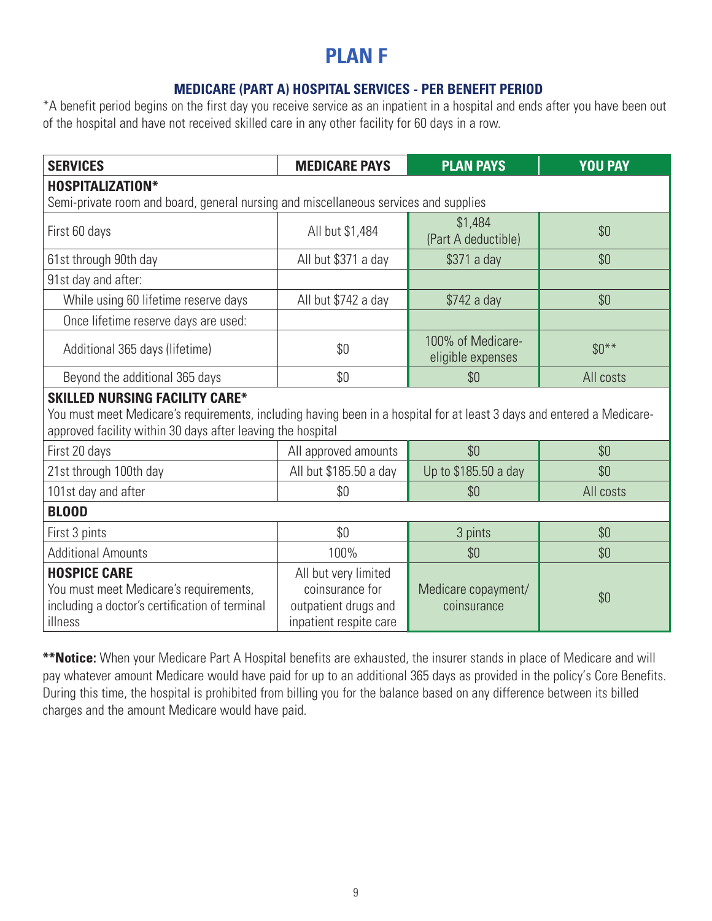# PLAN F

### MEDICARE (PART A) HOSPITAL SERVICES - PER BENEFIT PERIOD

*A benefit period begins on the first day you receive service as an inpatient in a hospital and ends after you have been out of the hospital and have not received skilled care in any other facility for 60 days in a row.

| SERVICES | MEDICARE PAYS | PLAN PAYS | YOU PAY |
|---|---|---|---|
| **HOSPITALIZATION*** Semi-private room and board, general nursing and miscellaneous services and supplies | | | |
| First 60 days | All but $1,484 | $1,484 (Part A deductible) | $0 |
| 61st through 90th day | All but $371 a day | $371 a day | $0 |
| 91st day and after: | | | |
| While using 60 lifetime reserve days | All but $742 a day | $742 a day | $0 |
| Once lifetime reserve days are used: | | | |
| Additional 365 days (lifetime) | $0 | 100% of Medicare-eligible expenses | $0** |
| Beyond the additional 365 days | $0 | $0 | All costs |
| **SKILLED NURSING FACILITY CARE*** You must meet Medicare's requirements, including having been in a hospital for at least 3 days and entered a Medicare-approved facility within 30 days after leaving the hospital | | | |
| First 20 days | All approved amounts | $0 | $0 |
| 21st through 100th day | All but $185.50 a day | Up to $185.50 a day | $0 |
| 101st day and after | $0 | $0 | All costs |
| **BLOOD** | | | |
| First 3 pints | $0 | 3 pints | $0 |
| Additional Amounts | 100% | $0 | $0 |
| **HOSPICE CARE** You must meet Medicare's requirements, including a doctor's certification of terminal illness | All but very limited coinsurance for outpatient drugs and inpatient respite care | Medicare copayment/ coinsurance | $0 |

****Notice:** When your Medicare Part A Hospital benefits are exhausted, the insurer stands in place of Medicare and will pay whatever amount Medicare would have paid for up to an additional 365 days as provided in the policy's Core Benefits. During this time, the hospital is prohibited from billing you for the balance based on any difference between its billed charges and the amount Medicare would have paid.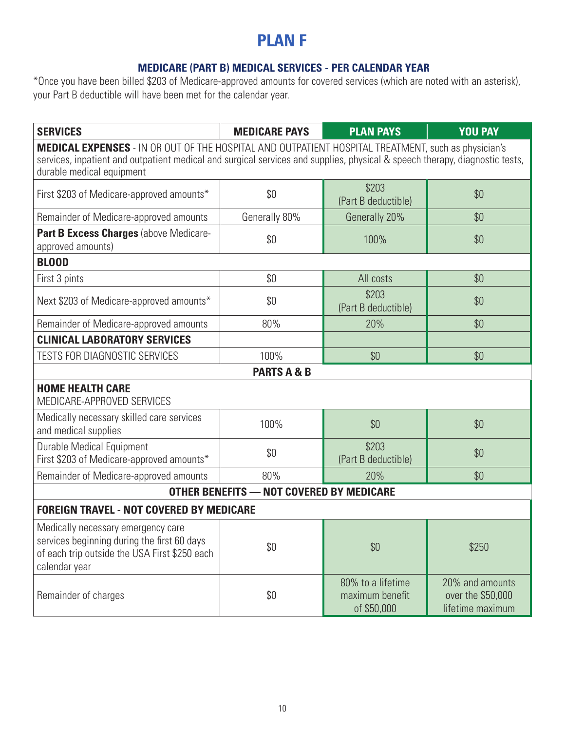# PLAN F

## MEDICARE (PART B) MEDICAL SERVICES - PER CALENDAR YEAR

*Once you have been billed $203 of Medicare-approved amounts for covered services (which are noted with an asterisk), your Part B deductible will have been met for the calendar year.

| SERVICES | MEDICARE PAYS | PLAN PAYS | YOU PAY |
|---|---|---|---|
| **MEDICAL EXPENSES** - IN OR OUT OF THE HOSPITAL AND OUTPATIENT HOSPITAL TREATMENT, such as physician's services, inpatient and outpatient medical and surgical services and supplies, physical & speech therapy, diagnostic tests, durable medical equipment | | | |
| First $203 of Medicare-approved amounts* | $0 | $203 (Part B deductible) | $0 |
| Remainder of Medicare-approved amounts | Generally 80% | Generally 20% | $0 |
| **Part B Excess Charges** (above Medicare-approved amounts) | $0 | 100% | $0 |
| **BLOOD** | | | |
| First 3 pints | $0 | All costs | $0 |
| Next $203 of Medicare-approved amounts* | $0 | $203 (Part B deductible) | $0 |
| Remainder of Medicare-approved amounts | 80% | 20% | $0 |
| **CLINICAL LABORATORY SERVICES** | | | |
| TESTS FOR DIAGNOSTIC SERVICES | 100% | $0 | $0 |
| **PARTS A & B** | | | |
| **HOME HEALTH CARE** MEDICARE-APPROVED SERVICES | | | |
| Medically necessary skilled care services and medical supplies | 100% | $0 | $0 |
| Durable Medical Equipment First $203 of Medicare-approved amounts* | $0 | $203 (Part B deductible) | $0 |
| Remainder of Medicare-approved amounts | 80% | 20% | $0 |
| **OTHER BENEFITS — NOT COVERED BY MEDICARE** | | | |
| **FOREIGN TRAVEL - NOT COVERED BY MEDICARE** | | | |
| Medically necessary emergency care services beginning during the first 60 days of each trip outside the USA First $250 each calendar year | $0 | $0 | $250 |
| Remainder of charges | $0 | 80% to a lifetime maximum benefit of $50,000 | 20% and amounts over the $50,000 lifetime maximum |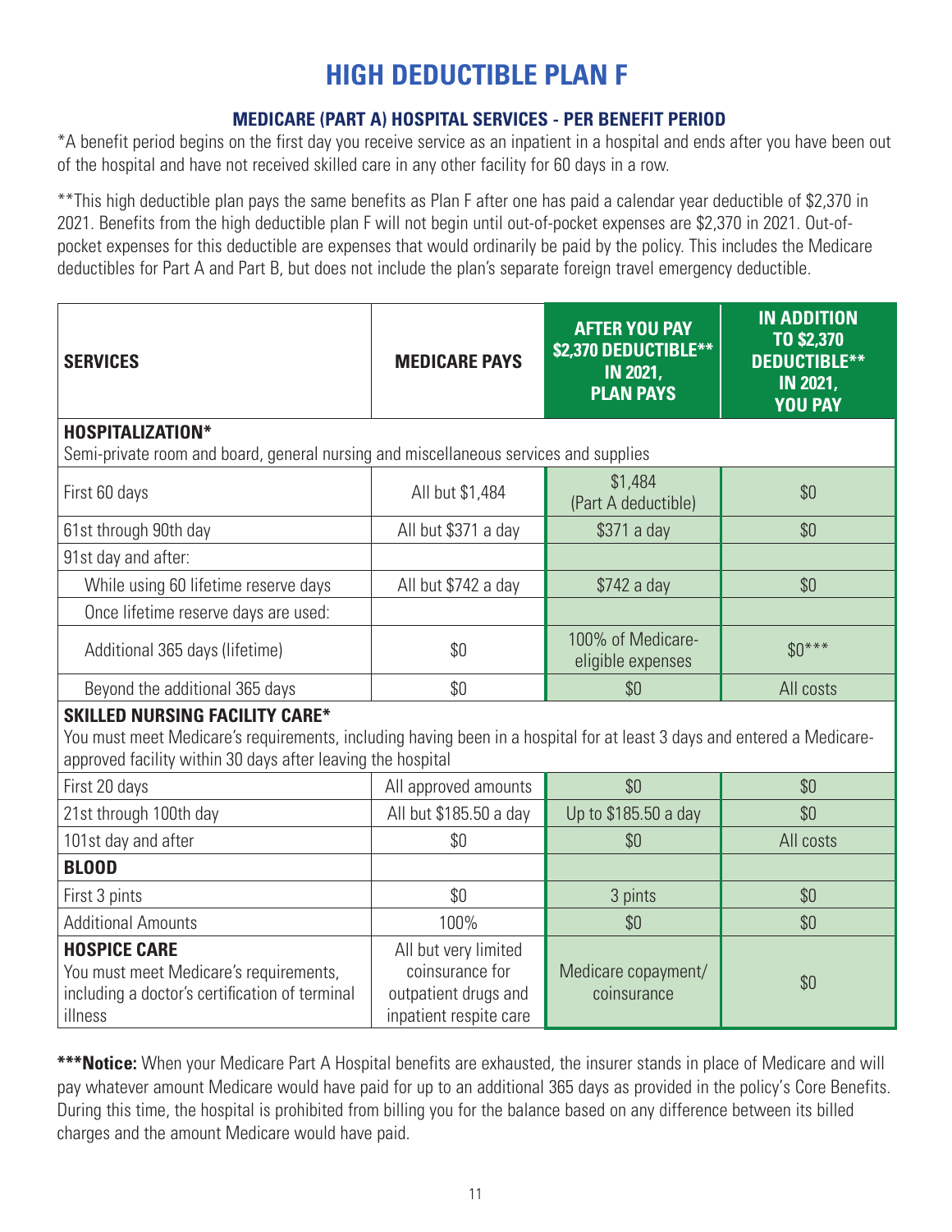# HIGH DEDUCTIBLE PLAN F

## MEDICARE (PART A) HOSPITAL SERVICES - PER BENEFIT PERIOD

*A benefit period begins on the first day you receive service as an inpatient in a hospital and ends after you have been out of the hospital and have not received skilled care in any other facility for 60 days in a row.

**This high deductible plan pays the same benefits as Plan F after one has paid a calendar year deductible of $2,370 in 2021. Benefits from the high deductible plan F will not begin until out-of-pocket expenses are $2,370 in 2021. Out-of-pocket expenses for this deductible are expenses that would ordinarily be paid by the policy. This includes the Medicare deductibles for Part A and Part B, but does not include the plan's separate foreign travel emergency deductible.

| SERVICES | MEDICARE PAYS | AFTER YOU PAY $2,370 DEDUCTIBLE** IN 2021, PLAN PAYS | IN ADDITION TO $2,370 DEDUCTIBLE** IN 2021, YOU PAY |
|---|---|---|---|
| **HOSPITALIZATION*** Semi-private room and board, general nursing and miscellaneous services and supplies | | | |
| First 60 days | All but $1,484 | $1,484 (Part A deductible) | $0 |
| 61st through 90th day | All but $371 a day | $371 a day | $0 |
| 91st day and after: | | | |
| While using 60 lifetime reserve days | All but $742 a day | $742 a day | $0 |
| Once lifetime reserve days are used: | | | |
| Additional 365 days (lifetime) | $0 | 100% of Medicare-eligible expenses | $0*** |
| Beyond the additional 365 days | $0 | $0 | All costs |
| **SKILLED NURSING FACILITY CARE*** You must meet Medicare's requirements, including having been in a hospital for at least 3 days and entered a Medicare-approved facility within 30 days after leaving the hospital | | | |
| First 20 days | All approved amounts | $0 | $0 |
| 21st through 100th day | All but $185.50 a day | Up to $185.50 a day | $0 |
| 101st day and after | $0 | $0 | All costs |
| **BLOOD** | | | |
| First 3 pints | $0 | 3 pints | $0 |
| Additional Amounts | 100% | $0 | $0 |
| **HOSPICE CARE** You must meet Medicare's requirements, including a doctor's certification of terminal illness | All but very limited coinsurance for outpatient drugs and inpatient respite care | Medicare copayment/ coinsurance | $0 |

*****Notice:** When your Medicare Part A Hospital benefits are exhausted, the insurer stands in place of Medicare and will pay whatever amount Medicare would have paid for up to an additional 365 days as provided in the policy's Core Benefits. During this time, the hospital is prohibited from billing you for the balance based on any difference between its billed charges and the amount Medicare would have paid.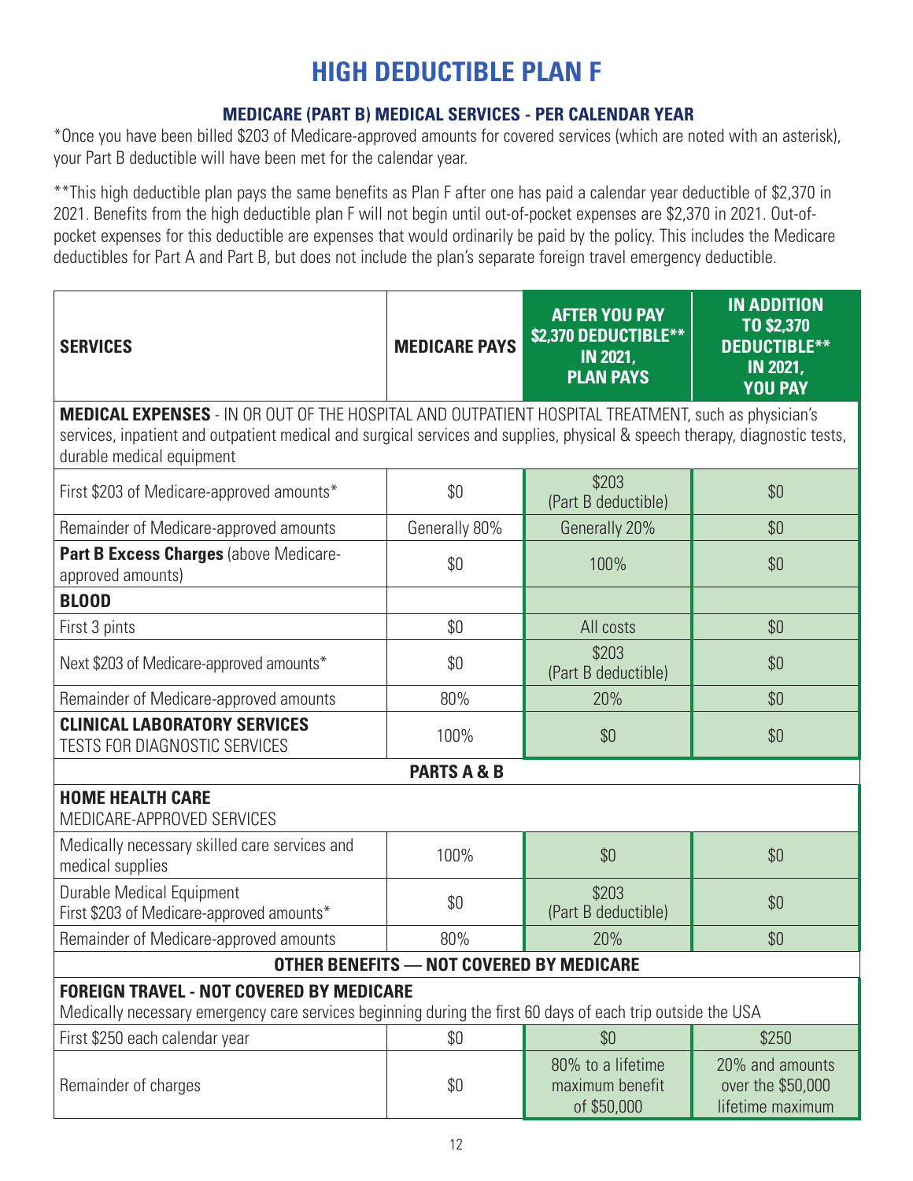# HIGH DEDUCTIBLE PLAN F

## MEDICARE (PART B) MEDICAL SERVICES - PER CALENDAR YEAR

*Once you have been billed $203 of Medicare-approved amounts for covered services (which are noted with an asterisk), your Part B deductible will have been met for the calendar year.

**This high deductible plan pays the same benefits as Plan F after one has paid a calendar year deductible of $2,370 in 2021. Benefits from the high deductible plan F will not begin until out-of-pocket expenses are $2,370 in 2021. Out-of-pocket expenses for this deductible are expenses that would ordinarily be paid by the policy. This includes the Medicare deductibles for Part A and Part B, but does not include the plan's separate foreign travel emergency deductible.

| SERVICES | MEDICARE PAYS | AFTER YOU PAY $2,370 DEDUCTIBLE** IN 2021, PLAN PAYS | IN ADDITION TO $2,370 DEDUCTIBLE** IN 2021, YOU PAY |
|---|---|---|---|
| **MEDICAL EXPENSES** - IN OR OUT OF THE HOSPITAL AND OUTPATIENT HOSPITAL TREATMENT, such as physician's services, inpatient and outpatient medical and surgical services and supplies, physical & speech therapy, diagnostic tests, durable medical equipment | | | |
| First $203 of Medicare-approved amounts* | $0 | $203 (Part B deductible) | $0 |
| Remainder of Medicare-approved amounts | Generally 80% | Generally 20% | $0 |
| **Part B Excess Charges** (above Medicare-approved amounts) | $0 | 100% | $0 |
| **BLOOD** | | | |
| First 3 pints | $0 | All costs | $0 |
| Next $203 of Medicare-approved amounts* | $0 | $203 (Part B deductible) | $0 |
| Remainder of Medicare-approved amounts | 80% | 20% | $0 |
| **CLINICAL LABORATORY SERVICES** TESTS FOR DIAGNOSTIC SERVICES | 100% | $0 | $0 |
| **PARTS A & B** | | | |
| **HOME HEALTH CARE** MEDICARE-APPROVED SERVICES | | | |
| Medically necessary skilled care services and medical supplies | 100% | $0 | $0 |
| Durable Medical Equipment First $203 of Medicare-approved amounts* | $0 | $203 (Part B deductible) | $0 |
| Remainder of Medicare-approved amounts | 80% | 20% | $0 |
| **OTHER BENEFITS — NOT COVERED BY MEDICARE** | | | |
| **FOREIGN TRAVEL - NOT COVERED BY MEDICARE** Medically necessary emergency care services beginning during the first 60 days of each trip outside the USA | | | |
| First $250 each calendar year | $0 | $0 | $250 |
| Remainder of charges | $0 | 80% to a lifetime maximum benefit of $50,000 | 20% and amounts over the $50,000 lifetime maximum |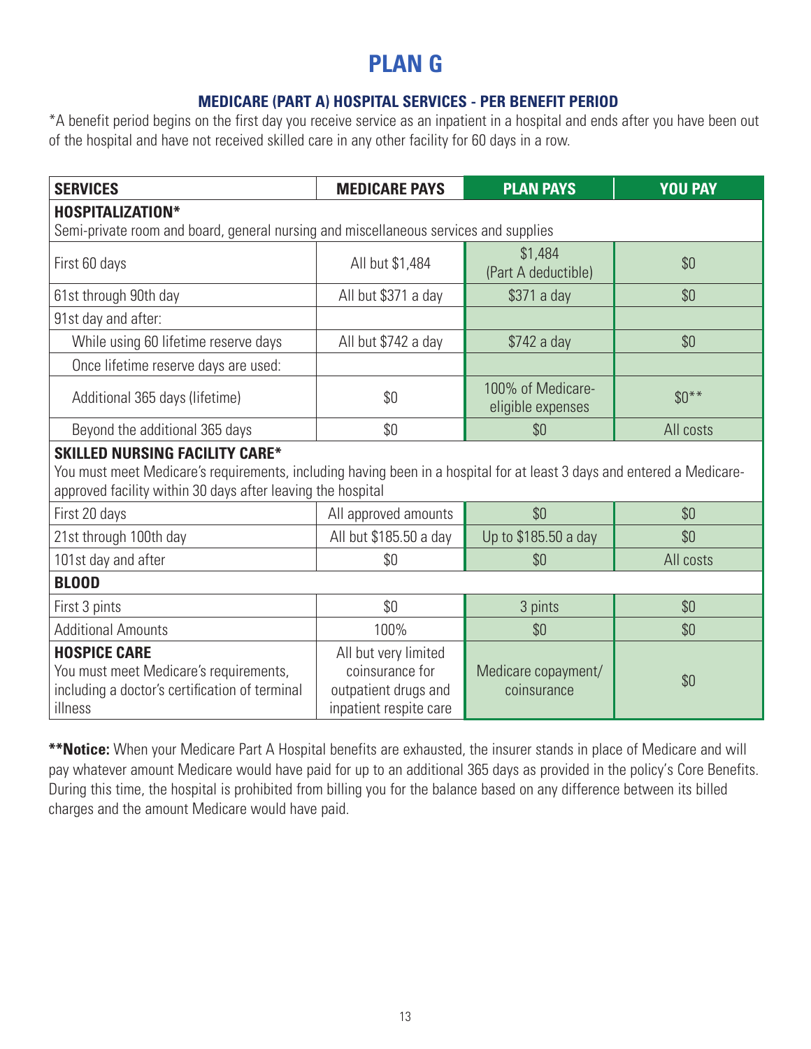# PLAN G

### MEDICARE (PART A) HOSPITAL SERVICES - PER BENEFIT PERIOD

*A benefit period begins on the first day you receive service as an inpatient in a hospital and ends after you have been out of the hospital and have not received skilled care in any other facility for 60 days in a row.

| SERVICES | MEDICARE PAYS | PLAN PAYS | YOU PAY |
|---|---|---|---|
| **HOSPITALIZATION*** <br> Semi-private room and board, general nursing and miscellaneous services and supplies | | | |
| First 60 days | All but $1,484 | $1,484 (Part A deductible) | $0 |
| 61st through 90th day | All but $371 a day | $371 a day | $0 |
| 91st day and after: | | | |
| While using 60 lifetime reserve days | All but $742 a day | $742 a day | $0 |
| Once lifetime reserve days are used: | | | |
| Additional 365 days (lifetime) | $0 | 100% of Medicare-eligible expenses | $0** |
| Beyond the additional 365 days | $0 | $0 | All costs |
| **SKILLED NURSING FACILITY CARE*** <br> You must meet Medicare's requirements, including having been in a hospital for at least 3 days and entered a Medicare-approved facility within 30 days after leaving the hospital | | | |
| First 20 days | All approved amounts | $0 | $0 |
| 21st through 100th day | All but $185.50 a day | Up to $185.50 a day | $0 |
| 101st day and after | $0 | $0 | All costs |
| **BLOOD** | | | |
| First 3 pints | $0 | 3 pints | $0 |
| Additional Amounts | 100% | $0 | $0 |
| **HOSPICE CARE** <br> You must meet Medicare's requirements, including a doctor's certification of terminal illness | All but very limited coinsurance for outpatient drugs and inpatient respite care | Medicare copayment/ coinsurance | $0 |

****Notice:** When your Medicare Part A Hospital benefits are exhausted, the insurer stands in place of Medicare and will pay whatever amount Medicare would have paid for up to an additional 365 days as provided in the policy's Core Benefits. During this time, the hospital is prohibited from billing you for the balance based on any difference between its billed charges and the amount Medicare would have paid.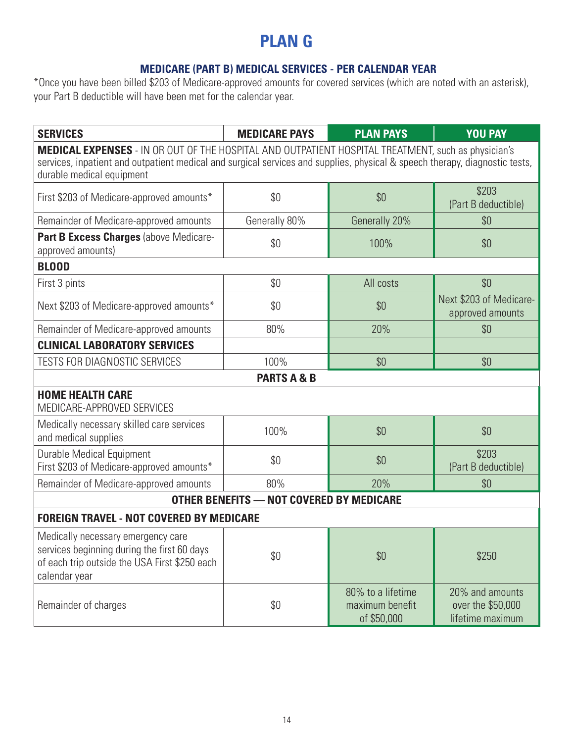# PLAN G

### MEDICARE (PART B) MEDICAL SERVICES - PER CALENDAR YEAR

*Once you have been billed $203 of Medicare-approved amounts for covered services (which are noted with an asterisk), your Part B deductible will have been met for the calendar year.

| SERVICES | MEDICARE PAYS | PLAN PAYS | YOU PAY |
|---|---|---|---|
| **MEDICAL EXPENSES** - IN OR OUT OF THE HOSPITAL AND OUTPATIENT HOSPITAL TREATMENT, such as physician's services, inpatient and outpatient medical and surgical services and supplies, physical & speech therapy, diagnostic tests, durable medical equipment | | | |
| First $203 of Medicare-approved amounts* | $0 | $0 | $203 (Part B deductible) |
| Remainder of Medicare-approved amounts | Generally 80% | Generally 20% | $0 |
| **Part B Excess Charges** (above Medicare-approved amounts) | $0 | 100% | $0 |
| **BLOOD** | | | |
| First 3 pints | $0 | All costs | $0 |
| Next $203 of Medicare-approved amounts* | $0 | $0 | Next $203 of Medicare-approved amounts |
| Remainder of Medicare-approved amounts | 80% | 20% | $0 |
| **CLINICAL LABORATORY SERVICES** | | | |
| TESTS FOR DIAGNOSTIC SERVICES | 100% | $0 | $0 |
| **PARTS A & B** | | | |
| **HOME HEALTH CARE** MEDICARE-APPROVED SERVICES | | | |
| Medically necessary skilled care services and medical supplies | 100% | $0 | $0 |
| Durable Medical Equipment First $203 of Medicare-approved amounts* | $0 | $0 | $203 (Part B deductible) |
| Remainder of Medicare-approved amounts | 80% | 20% | $0 |
| **OTHER BENEFITS — NOT COVERED BY MEDICARE** | | | |
| **FOREIGN TRAVEL - NOT COVERED BY MEDICARE** | | | |
| Medically necessary emergency care services beginning during the first 60 days of each trip outside the USA First $250 each calendar year | $0 | $0 | $250 |
| Remainder of charges | $0 | 80% to a lifetime maximum benefit of $50,000 | 20% and amounts over the $50,000 lifetime maximum |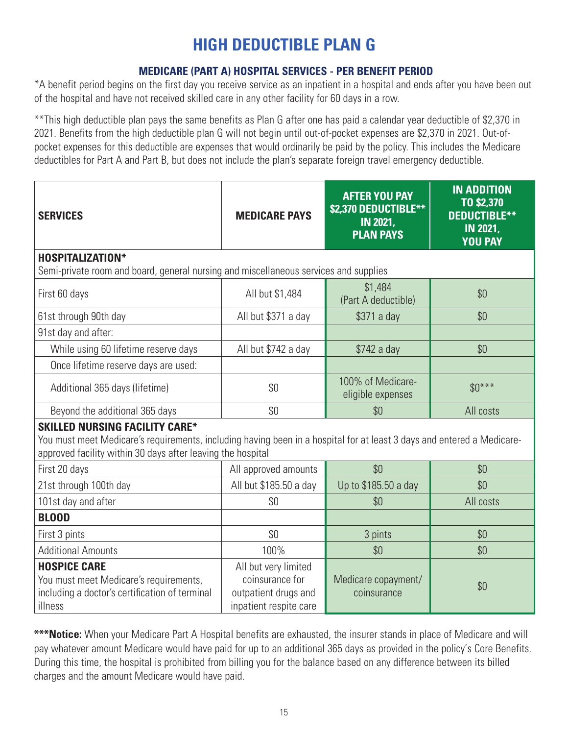# HIGH DEDUCTIBLE PLAN G

### MEDICARE (PART A) HOSPITAL SERVICES - PER BENEFIT PERIOD

*A benefit period begins on the first day you receive service as an inpatient in a hospital and ends after you have been out of the hospital and have not received skilled care in any other facility for 60 days in a row.

**This high deductible plan pays the same benefits as Plan G after one has paid a calendar year deductible of $2,370 in 2021. Benefits from the high deductible plan G will not begin until out-of-pocket expenses are $2,370 in 2021. Out-of-pocket expenses for this deductible are expenses that would ordinarily be paid by the policy. This includes the Medicare deductibles for Part A and Part B, but does not include the plan's separate foreign travel emergency deductible.

| SERVICES | MEDICARE PAYS | AFTER YOU PAY $2,370 DEDUCTIBLE** IN 2021, PLAN PAYS | IN ADDITION TO $2,370 DEDUCTIBLE** IN 2021, YOU PAY |
|---|---|---|---|
| **HOSPITALIZATION*** Semi-private room and board, general nursing and miscellaneous services and supplies | | | |
| First 60 days | All but $1,484 | $1,484 (Part A deductible) | $0 |
| 61st through 90th day | All but $371 a day | $371 a day | $0 |
| 91st day and after: | | | |
| While using 60 lifetime reserve days | All but $742 a day | $742 a day | $0 |
| Once lifetime reserve days are used: | | | |
| Additional 365 days (lifetime) | $0 | 100% of Medicare-eligible expenses | $0*** |
| Beyond the additional 365 days | $0 | $0 | All costs |
| **SKILLED NURSING FACILITY CARE*** You must meet Medicare's requirements, including having been in a hospital for at least 3 days and entered a Medicare-approved facility within 30 days after leaving the hospital | | | |
| First 20 days | All approved amounts | $0 | $0 |
| 21st through 100th day | All but $185.50 a day | Up to $185.50 a day | $0 |
| 101st day and after | $0 | $0 | All costs |
| **BLOOD** | | | |
| First 3 pints | $0 | 3 pints | $0 |
| Additional Amounts | 100% | $0 | $0 |
| **HOSPICE CARE** You must meet Medicare's requirements, including a doctor's certification of terminal illness | All but very limited coinsurance for outpatient drugs and inpatient respite care | Medicare copayment/ coinsurance | $0 |

*****Notice:** When your Medicare Part A Hospital benefits are exhausted, the insurer stands in place of Medicare and will pay whatever amount Medicare would have paid for up to an additional 365 days as provided in the policy's Core Benefits. During this time, the hospital is prohibited from billing you for the balance based on any difference between its billed charges and the amount Medicare would have paid.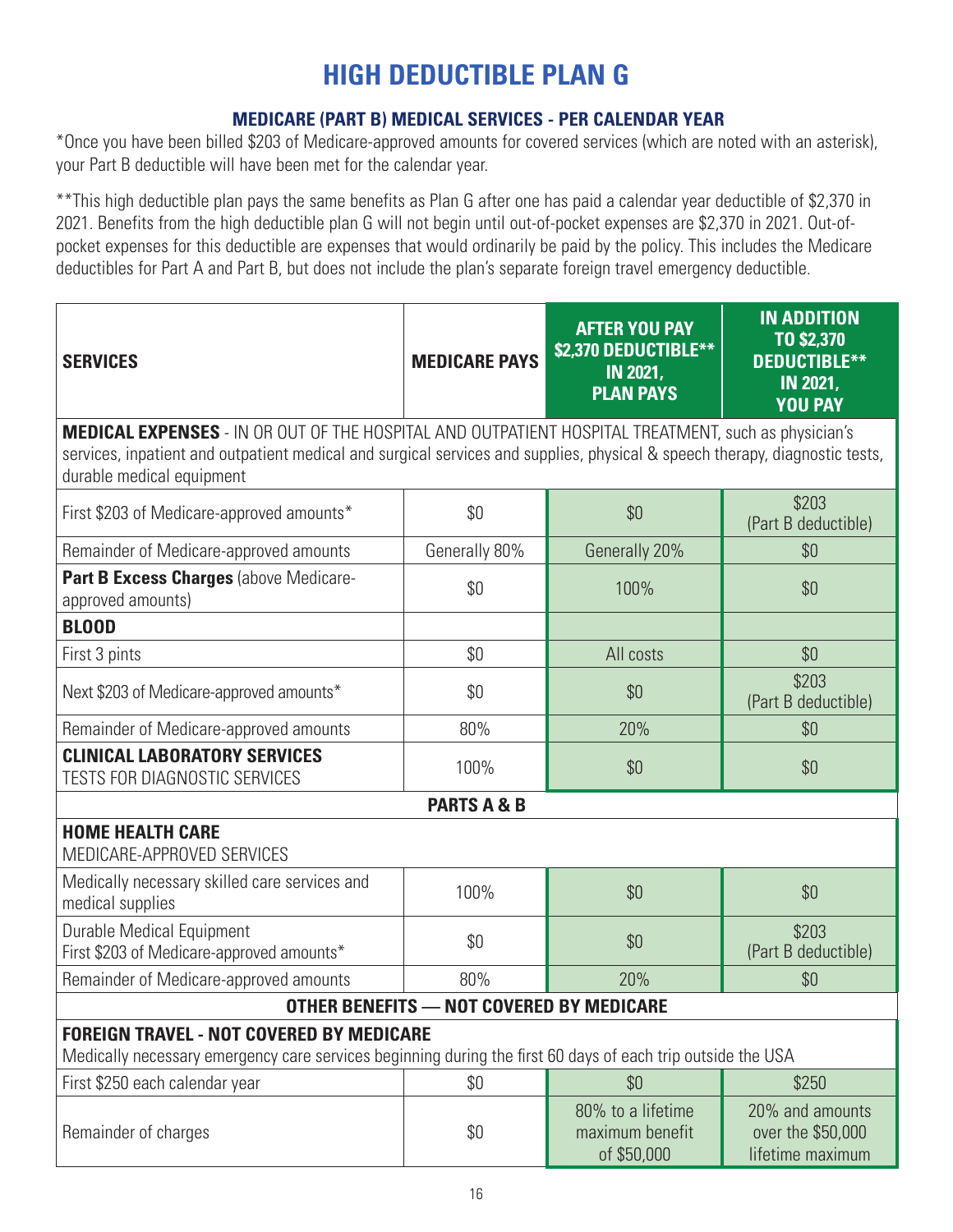# HIGH DEDUCTIBLE PLAN G

## MEDICARE (PART B) MEDICAL SERVICES - PER CALENDAR YEAR

*Once you have been billed $203 of Medicare-approved amounts for covered services (which are noted with an asterisk), your Part B deductible will have been met for the calendar year.

**This high deductible plan pays the same benefits as Plan G after one has paid a calendar year deductible of $2,370 in 2021. Benefits from the high deductible plan G will not begin until out-of-pocket expenses are $2,370 in 2021. Out-of-pocket expenses for this deductible are expenses that would ordinarily be paid by the policy. This includes the Medicare deductibles for Part A and Part B, but does not include the plan's separate foreign travel emergency deductible.

| SERVICES | MEDICARE PAYS | AFTER YOU PAY $2,370 DEDUCTIBLE** IN 2021, PLAN PAYS | IN ADDITION TO $2,370 DEDUCTIBLE** IN 2021, YOU PAY |
|---|---|---|---|
| **MEDICAL EXPENSES** - IN OR OUT OF THE HOSPITAL AND OUTPATIENT HOSPITAL TREATMENT, such as physician's services, inpatient and outpatient medical and surgical services and supplies, physical & speech therapy, diagnostic tests, durable medical equipment | | | |
| First $203 of Medicare-approved amounts* | $0 | $0 | $203 (Part B deductible) |
| Remainder of Medicare-approved amounts | Generally 80% | Generally 20% | $0 |
| **Part B Excess Charges** (above Medicare-approved amounts) | $0 | 100% | $0 |
| **BLOOD** | | | |
| First 3 pints | $0 | All costs | $0 |
| Next $203 of Medicare-approved amounts* | $0 | $0 | $203 (Part B deductible) |
| Remainder of Medicare-approved amounts | 80% | 20% | $0 |
| **CLINICAL LABORATORY SERVICES** TESTS FOR DIAGNOSTIC SERVICES | 100% | $0 | $0 |
| **PARTS A & B** | | | |
| **HOME HEALTH CARE** MEDICARE-APPROVED SERVICES | | | |
| Medically necessary skilled care services and medical supplies | 100% | $0 | $0 |
| Durable Medical Equipment First $203 of Medicare-approved amounts* | $0 | $0 | $203 (Part B deductible) |
| Remainder of Medicare-approved amounts | 80% | 20% | $0 |
| **OTHER BENEFITS — NOT COVERED BY MEDICARE** | | | |
| **FOREIGN TRAVEL - NOT COVERED BY MEDICARE** Medically necessary emergency care services beginning during the first 60 days of each trip outside the USA | | | |
| First $250 each calendar year | $0 | $0 | $250 |
| Remainder of charges | $0 | 80% to a lifetime maximum benefit of $50,000 | 20% and amounts over the $50,000 lifetime maximum |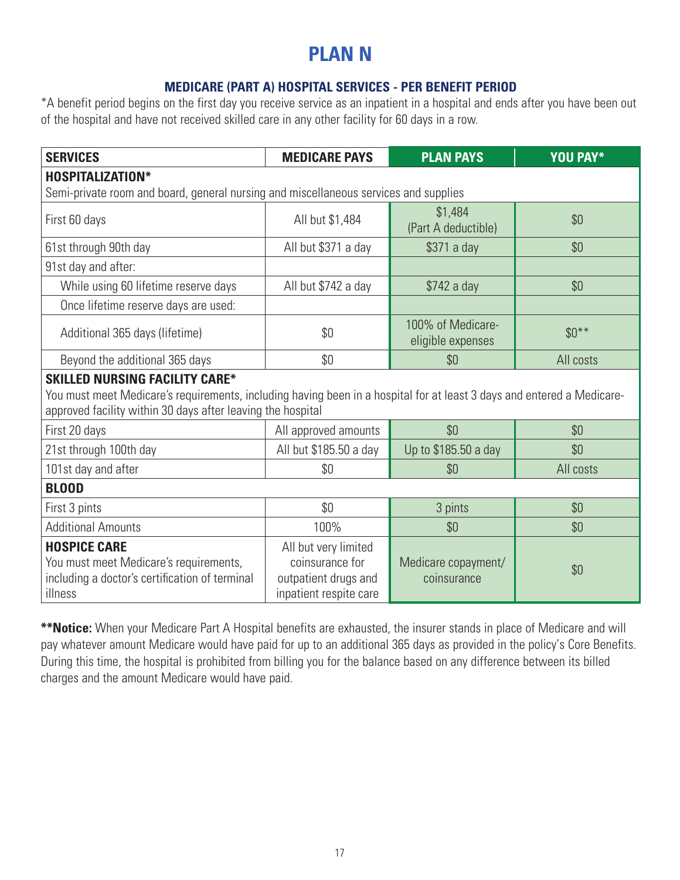# PLAN N

## MEDICARE (PART A) HOSPITAL SERVICES - PER BENEFIT PERIOD

*A benefit period begins on the first day you receive service as an inpatient in a hospital and ends after you have been out of the hospital and have not received skilled care in any other facility for 60 days in a row.

| SERVICES | MEDICARE PAYS | PLAN PAYS | YOU PAY* |
|---|---|---|---|
| **HOSPITALIZATION*** <br> Semi-private room and board, general nursing and miscellaneous services and supplies | | | |
| First 60 days | All but $1,484 | $1,484 (Part A deductible) | $0 |
| 61st through 90th day | All but $371 a day | $371 a day | $0 |
| 91st day and after: | | | |
| While using 60 lifetime reserve days | All but $742 a day | $742 a day | $0 |
| Once lifetime reserve days are used: | | | |
| Additional 365 days (lifetime) | $0 | 100% of Medicare-eligible expenses | $0** |
| Beyond the additional 365 days | $0 | $0 | All costs |
| **SKILLED NURSING FACILITY CARE*** <br> You must meet Medicare's requirements, including having been in a hospital for at least 3 days and entered a Medicare-approved facility within 30 days after leaving the hospital | | | |
| First 20 days | All approved amounts | $0 | $0 |
| 21st through 100th day | All but $185.50 a day | Up to $185.50 a day | $0 |
| 101st day and after | $0 | $0 | All costs |
| **BLOOD** | | | |
| First 3 pints | $0 | 3 pints | $0 |
| Additional Amounts | 100% | $0 | $0 |
| **HOSPICE CARE** <br> You must meet Medicare's requirements, including a doctor's certification of terminal illness | All but very limited coinsurance for outpatient drugs and inpatient respite care | Medicare copayment/ coinsurance | $0 |

****Notice:** When your Medicare Part A Hospital benefits are exhausted, the insurer stands in place of Medicare and will pay whatever amount Medicare would have paid for up to an additional 365 days as provided in the policy's Core Benefits. During this time, the hospital is prohibited from billing you for the balance based on any difference between its billed charges and the amount Medicare would have paid.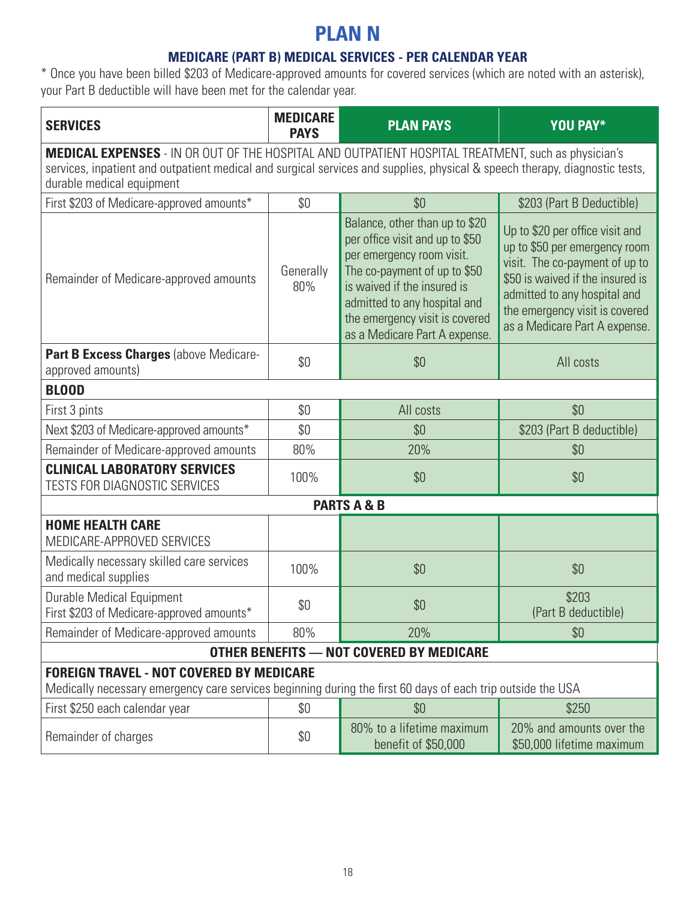# PLAN N

## MEDICARE (PART B) MEDICAL SERVICES - PER CALENDAR YEAR

* Once you have been billed $203 of Medicare-approved amounts for covered services (which are noted with an asterisk), your Part B deductible will have been met for the calendar year.

| SERVICES | MEDICARE PAYS | PLAN PAYS | YOU PAY* |
|---|---|---|---|
| **MEDICAL EXPENSES** - IN OR OUT OF THE HOSPITAL AND OUTPATIENT HOSPITAL TREATMENT, such as physician's services, inpatient and outpatient medical and surgical services and supplies, physical & speech therapy, diagnostic tests, durable medical equipment | | | |
| First $203 of Medicare-approved amounts* | $0 | $0 | $203 (Part B Deductible) |
| Remainder of Medicare-approved amounts | Generally 80% | Balance, other than up to $20 per office visit and up to $50 per emergency room visit. The co-payment of up to $50 is waived if the insured is admitted to any hospital and the emergency visit is covered as a Medicare Part A expense. | Up to $20 per office visit and up to $50 per emergency room visit. The co-payment of up to $50 is waived if the insured is admitted to any hospital and the emergency visit is covered as a Medicare Part A expense. |
| **Part B Excess Charges** (above Medicare-approved amounts) | $0 | $0 | All costs |
| **BLOOD** | | | |
| First 3 pints | $0 | All costs | $0 |
| Next $203 of Medicare-approved amounts* | $0 | $0 | $203 (Part B deductible) |
| Remainder of Medicare-approved amounts | 80% | 20% | $0 |
| **CLINICAL LABORATORY SERVICES** TESTS FOR DIAGNOSTIC SERVICES | 100% | $0 | $0 |
| **PARTS A & B** | | | |
| **HOME HEALTH CARE** MEDICARE-APPROVED SERVICES | | | |
| Medically necessary skilled care services and medical supplies | 100% | $0 | $0 |
| Durable Medical Equipment First $203 of Medicare-approved amounts* | $0 | $0 | $203 (Part B deductible) |
| Remainder of Medicare-approved amounts | 80% | 20% | $0 |
| **OTHER BENEFITS — NOT COVERED BY MEDICARE** | | | |
| **FOREIGN TRAVEL - NOT COVERED BY MEDICARE** Medically necessary emergency care services beginning during the first 60 days of each trip outside the USA | | | |
| First $250 each calendar year | $0 | $0 | $250 |
| Remainder of charges | $0 | 80% to a lifetime maximum benefit of $50,000 | 20% and amounts over the $50,000 lifetime maximum |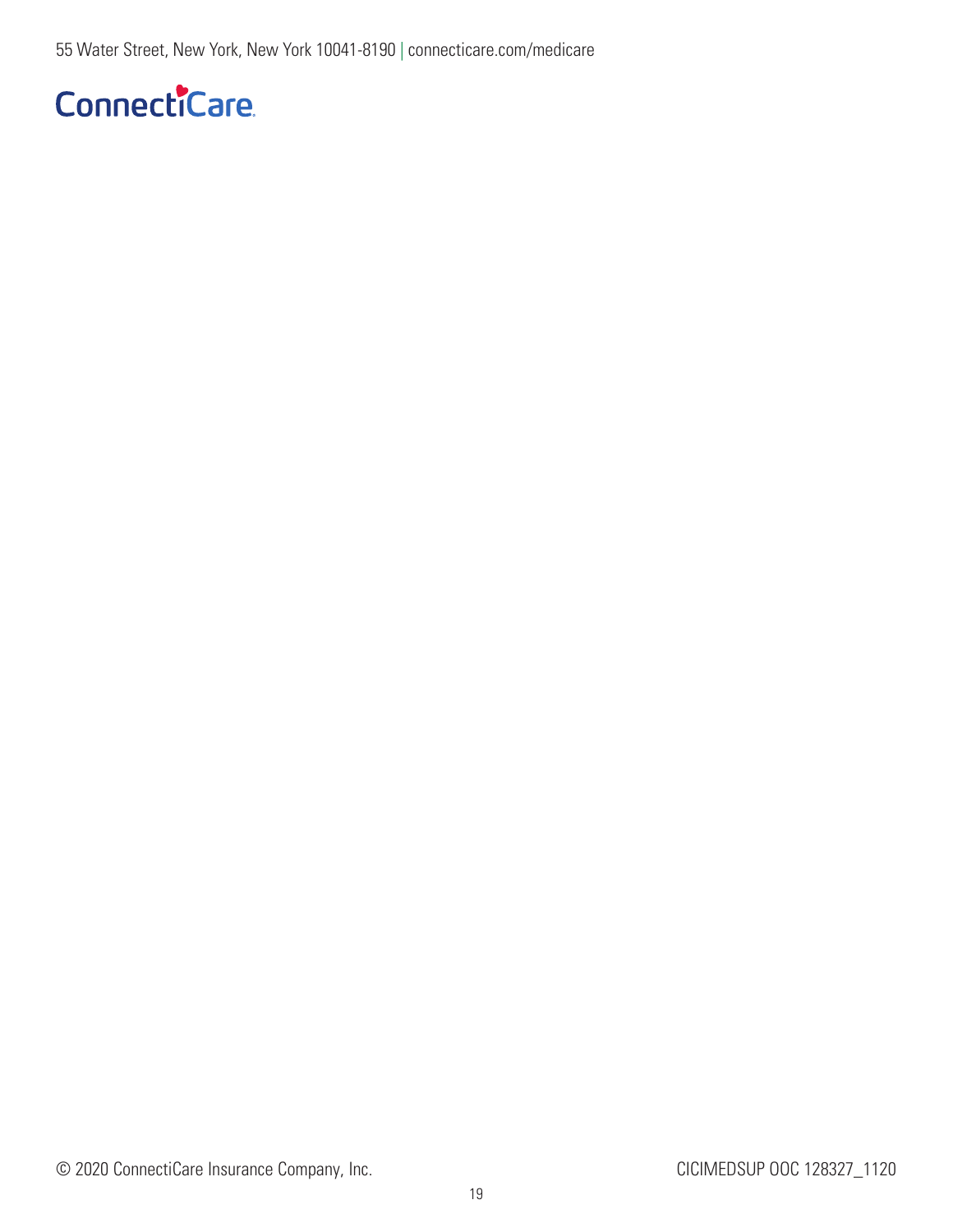55 Water Street, New York, New York 10041-8190 | connecticare.com/medicare

ConnectiCare

© 2020 ConnectiCare Insurance Company, Inc.

CICIMEDSUP OOC 128327_1120